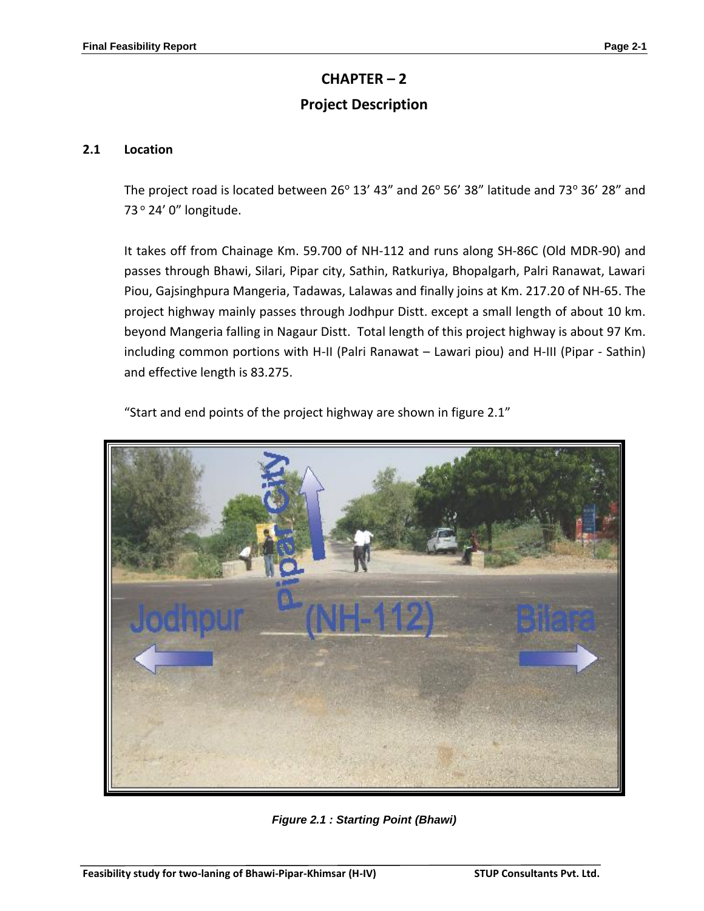# CHAPTER – 2

# Project Description

## 2.1 Location

The project road is located between 26° 13' 43" and 26° 56' 38" latitude and 73° 36' 28" and 73 ° 24' 0" longitude.

It takes off from Chainage Km. 59.700 of NH-112 and runs along SH-86C (Old MDR-90) and passes through Bhawi, Silari, Pipar city, Sathin, Ratkuriya, Bhopalgarh, Palri Ranawat, Lawari Piou, Gajsinghpura Mangeria, Tadawas, Lalawas and finally joins at Km. 217.20 of NH-65. The project highway mainly passes through Jodhpur Distt. except a small length of about 10 km. beyond Mangeria falling in Nagaur Distt. Total length of this project highway is about 97 Km. including common portions with H-II (Palri Ranawat – Lawari piou) and H-III (Pipar - Sathin) and effective length is 83.275.

"Start and end points of the project highway are shown in figure 2.1"

*Figure 2.1 : Starting Point (Bhawi)*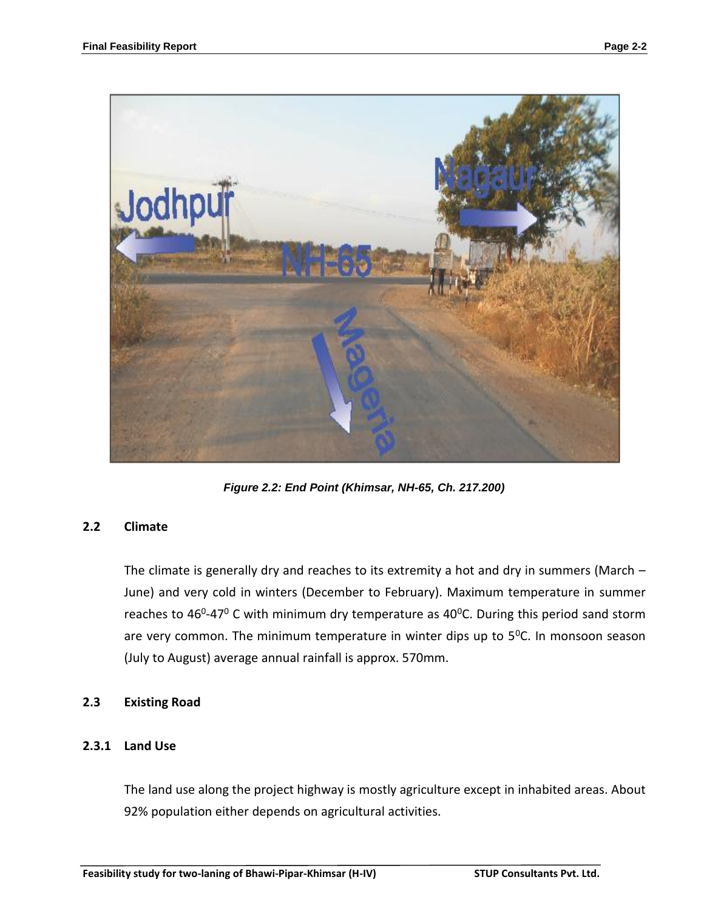*Figure 2.2: End Point (Khimsar, NH-65, Ch. 217.200)*

## 2.2 Climate

The climate is generally dry and reaches to its extremity a hot and dry in summers (March – June) and very cold in winters (December to February). Maximum temperature in summer reaches to $46^0$-$47^0$ C with minimum dry temperature as $40^0$C. During this period sand storm are very common. The minimum temperature in winter dips up to $5^0$C. In monsoon season (July to August) average annual rainfall is approx. 570mm.

## 2.3 Existing Road

### 2.3.1 Land Use

The land use along the project highway is mostly agriculture except in inhabited areas. About 92% population either depends on agricultural activities.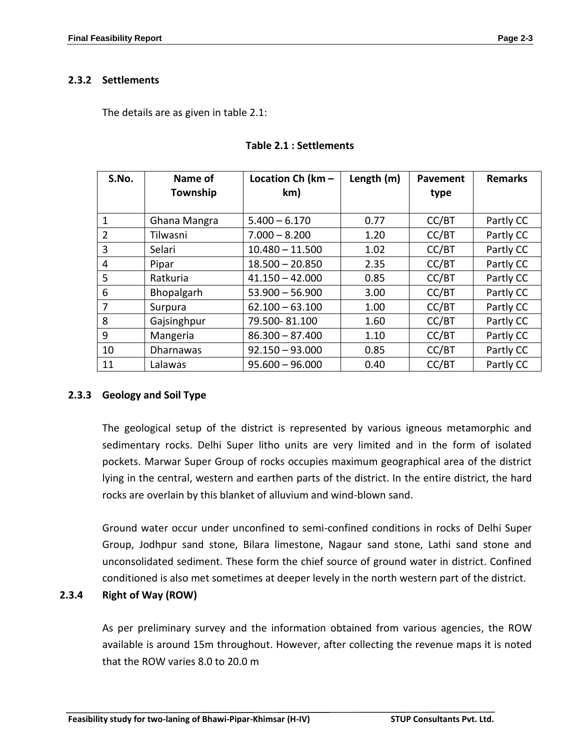### 2.3.2 Settlements

The details are as given in table 2.1:

**Table 2.1 : Settlements**

| S.No. | Name of Township | Location Ch (km – km) | Length (m) | Pavement type | Remarks |
|---|---|---|---|---|---|
| 1 | Ghana Mangra | 5.400 – 6.170 | 0.77 | CC/BT | Partly CC |
| 2 | Tilwasni | 7.000 – 8.200 | 1.20 | CC/BT | Partly CC |
| 3 | Selari | 10.480 – 11.500 | 1.02 | CC/BT | Partly CC |
| 4 | Pipar | 18.500 – 20.850 | 2.35 | CC/BT | Partly CC |
| 5 | Ratkuria | 41.150 – 42.000 | 0.85 | CC/BT | Partly CC |
| 6 | Bhopalgarh | 53.900 – 56.900 | 3.00 | CC/BT | Partly CC |
| 7 | Surpura | 62.100 – 63.100 | 1.00 | CC/BT | Partly CC |
| 8 | Gajsinghpur | 79.500- 81.100 | 1.60 | CC/BT | Partly CC |
| 9 | Mangeria | 86.300 – 87.400 | 1.10 | CC/BT | Partly CC |
| 10 | Dharnawas | 92.150 – 93.000 | 0.85 | CC/BT | Partly CC |
| 11 | Lalawas | 95.600 – 96.000 | 0.40 | CC/BT | Partly CC |

### 2.3.3 Geology and Soil Type

The geological setup of the district is represented by various igneous metamorphic and sedimentary rocks. Delhi Super litho units are very limited and in the form of isolated pockets. Marwar Super Group of rocks occupies maximum geographical area of the district lying in the central, western and earthen parts of the district. In the entire district, the hard rocks are overlain by this blanket of alluvium and wind-blown sand.

Ground water occur under unconfined to semi-confined conditions in rocks of Delhi Super Group, Jodhpur sand stone, Bilara limestone, Nagaur sand stone, Lathi sand stone and unconsolidated sediment. These form the chief source of ground water in district. Confined conditioned is also met sometimes at deeper levely in the north western part of the district.

### 2.3.4 Right of Way (ROW)

As per preliminary survey and the information obtained from various agencies, the ROW available is around 15m throughout. However, after collecting the revenue maps it is noted that the ROW varies 8.0 to 20.0 m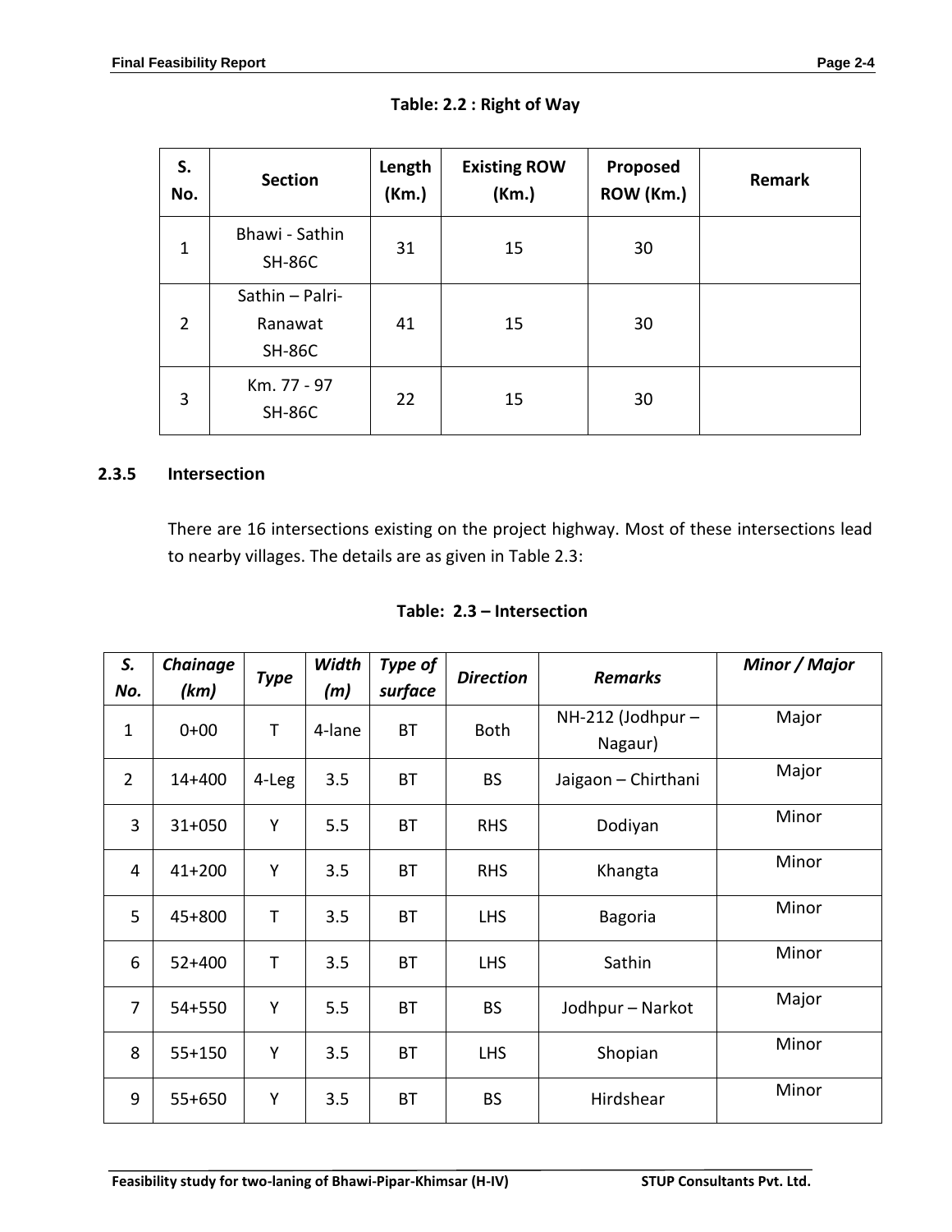**Table: 2.2 : Right of Way**

| S. No. | Section | Length (Km.) | Existing ROW (Km.) | Proposed ROW (Km.) | Remark |
|---|---|---|---|---|---|
| 1 | Bhawi - Sathin SH-86C | 31 | 15 | 30 | |
| 2 | Sathin – Palri-Ranawat SH-86C | 41 | 15 | 30 | |
| 3 | Km. 77 - 97 SH-86C | 22 | 15 | 30 | |

### 2.3.5 Intersection

There are 16 intersections existing on the project highway. Most of these intersections lead to nearby villages. The details are as given in Table 2.3:

**Table: 2.3 – Intersection**

| *S. No.* | *Chainage (km)* | *Type* | *Width (m)* | *Type of surface* | *Direction* | *Remarks* | *Minor / Major* |
|---|---|---|---|---|---|---|---|
| 1 | 0+00 | T | 4-lane | BT | Both | NH-212 (Jodhpur – Nagaur) | Major |
| 2 | 14+400 | 4-Leg | 3.5 | BT | BS | Jaigaon – Chirthani | Major |
| 3 | 31+050 | Y | 5.5 | BT | RHS | Dodiyan | Minor |
| 4 | 41+200 | Y | 3.5 | BT | RHS | Khangta | Minor |
| 5 | 45+800 | T | 3.5 | BT | LHS | Bagoria | Minor |
| 6 | 52+400 | T | 3.5 | BT | LHS | Sathin | Minor |
| 7 | 54+550 | Y | 5.5 | BT | BS | Jodhpur – Narkot | Major |
| 8 | 55+150 | Y | 3.5 | BT | LHS | Shopian | Minor |
| 9 | 55+650 | Y | 3.5 | BT | BS | Hirdshear | Minor |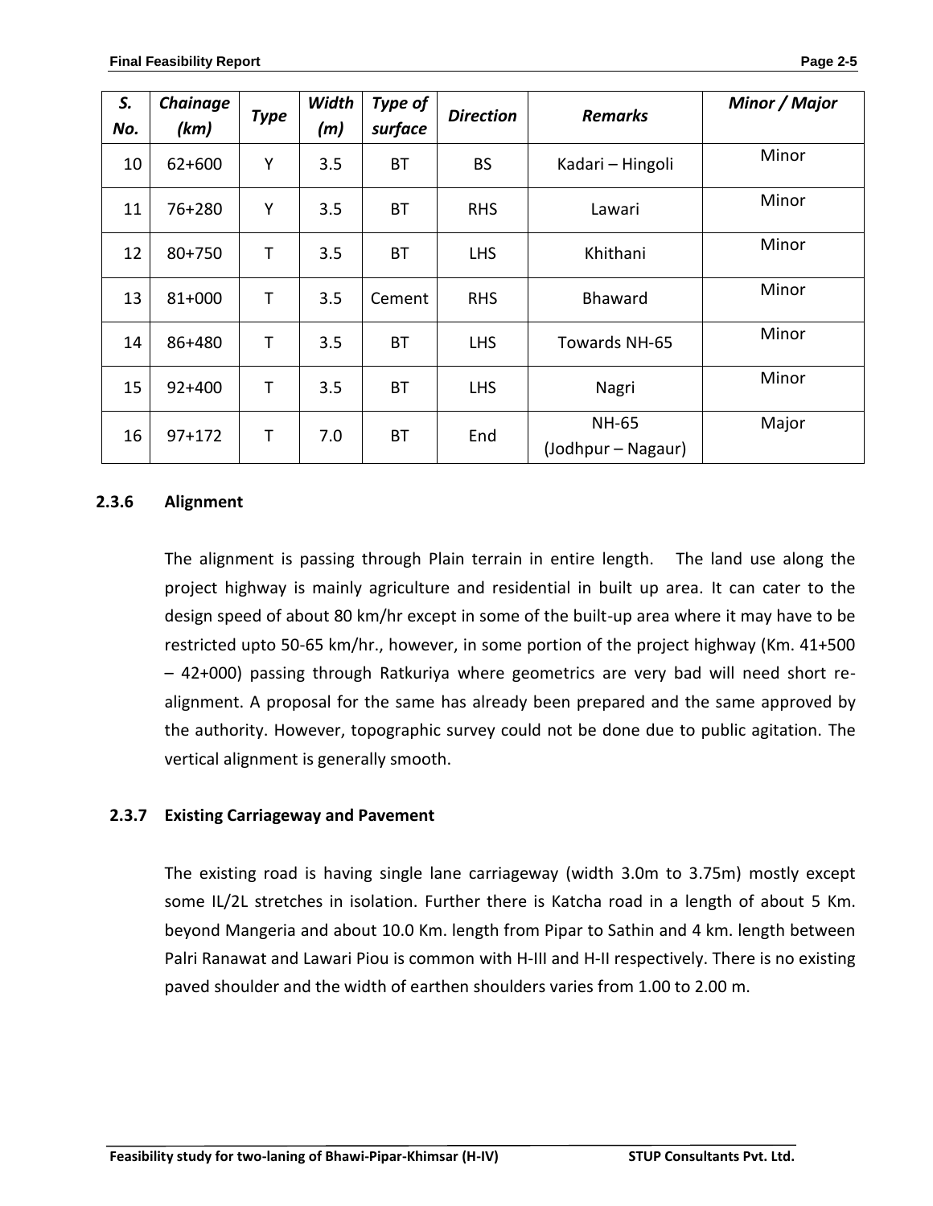| S. No. | Chainage (km) | Type | Width (m) | Type of surface | Direction | Remarks | Minor / Major |
|---|---|---|---|---|---|---|---|
| 10 | 62+600 | Y | 3.5 | BT | BS | Kadari – Hingoli | Minor |
| 11 | 76+280 | Y | 3.5 | BT | RHS | Lawari | Minor |
| 12 | 80+750 | T | 3.5 | BT | LHS | Khithani | Minor |
| 13 | 81+000 | T | 3.5 | Cement | RHS | Bhaward | Minor |
| 14 | 86+480 | T | 3.5 | BT | LHS | Towards NH-65 | Minor |
| 15 | 92+400 | T | 3.5 | BT | LHS | Nagri | Minor |
| 16 | 97+172 | T | 7.0 | BT | End | NH-65 (Jodhpur – Nagaur) | Major |

### 2.3.6 Alignment

The alignment is passing through Plain terrain in entire length. The land use along the project highway is mainly agriculture and residential in built up area. It can cater to the design speed of about 80 km/hr except in some of the built-up area where it may have to be restricted upto 50-65 km/hr., however, in some portion of the project highway (Km. 41+500 – 42+000) passing through Ratkuriya where geometrics are very bad will need short re-alignment. A proposal for the same has already been prepared and the same approved by the authority. However, topographic survey could not be done due to public agitation. The vertical alignment is generally smooth.

### 2.3.7 Existing Carriageway and Pavement

The existing road is having single lane carriageway (width 3.0m to 3.75m) mostly except some IL/2L stretches in isolation. Further there is Katcha road in a length of about 5 Km. beyond Mangeria and about 10.0 Km. length from Pipar to Sathin and 4 km. length between Palri Ranawat and Lawari Piou is common with H-III and H-II respectively. There is no existing paved shoulder and the width of earthen shoulders varies from 1.00 to 2.00 m.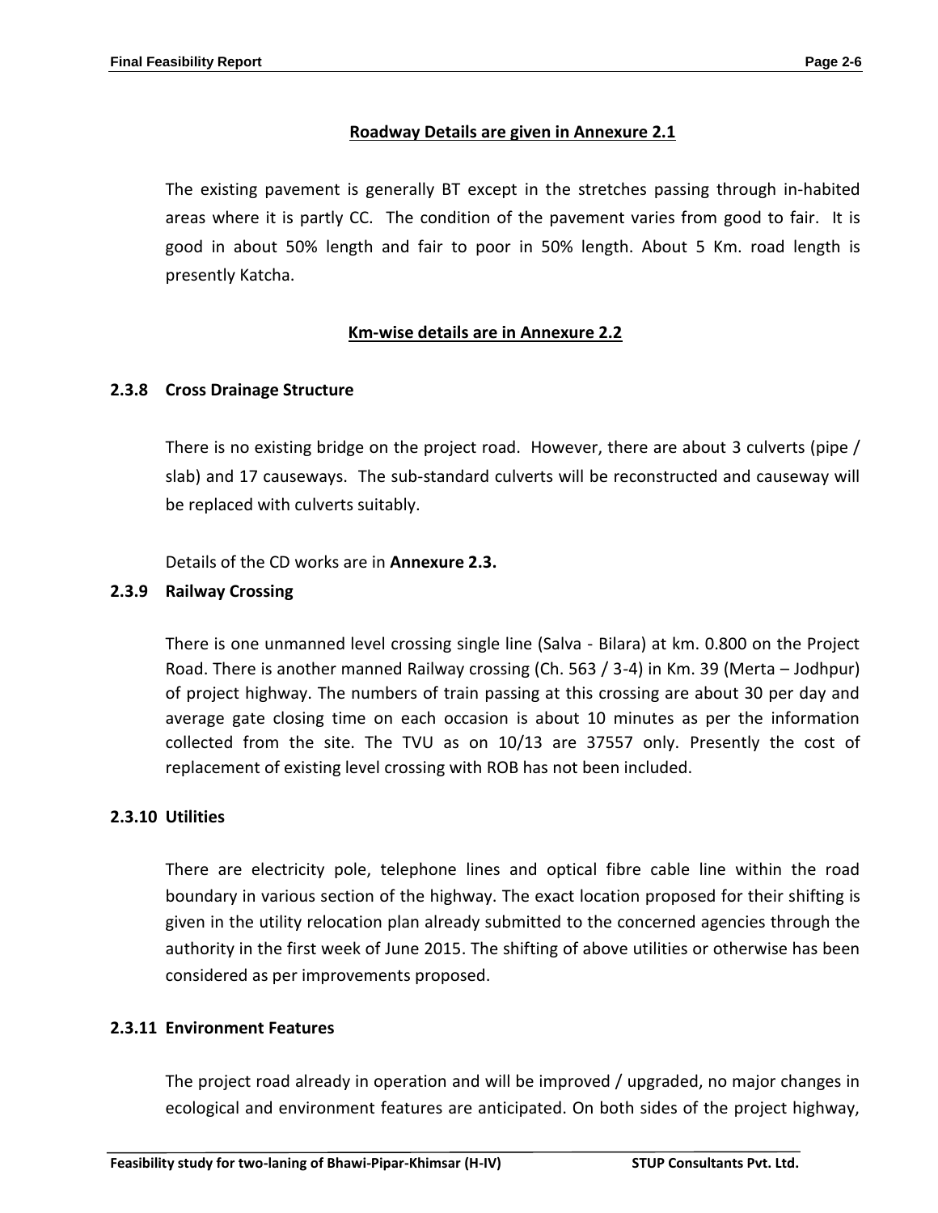**Roadway Details are given in Annexure 2.1**

The existing pavement is generally BT except in the stretches passing through in-habited areas where it is partly CC. The condition of the pavement varies from good to fair. It is good in about 50% length and fair to poor in 50% length. About 5 Km. road length is presently Katcha.

**Km-wise details are in Annexure 2.2**

### 2.3.8 Cross Drainage Structure

There is no existing bridge on the project road. However, there are about 3 culverts (pipe / slab) and 17 causeways. The sub-standard culverts will be reconstructed and causeway will be replaced with culverts suitably.

Details of the CD works are in **Annexure 2.3.**

### 2.3.9 Railway Crossing

There is one unmanned level crossing single line (Salva - Bilara) at km. 0.800 on the Project Road. There is another manned Railway crossing (Ch. 563 / 3-4) in Km. 39 (Merta – Jodhpur) of project highway. The numbers of train passing at this crossing are about 30 per day and average gate closing time on each occasion is about 10 minutes as per the information collected from the site. The TVU as on 10/13 are 37557 only. Presently the cost of replacement of existing level crossing with ROB has not been included.

### 2.3.10 Utilities

There are electricity pole, telephone lines and optical fibre cable line within the road boundary in various section of the highway. The exact location proposed for their shifting is given in the utility relocation plan already submitted to the concerned agencies through the authority in the first week of June 2015. The shifting of above utilities or otherwise has been considered as per improvements proposed.

### 2.3.11 Environment Features

The project road already in operation and will be improved / upgraded, no major changes in ecological and environment features are anticipated. On both sides of the project highway,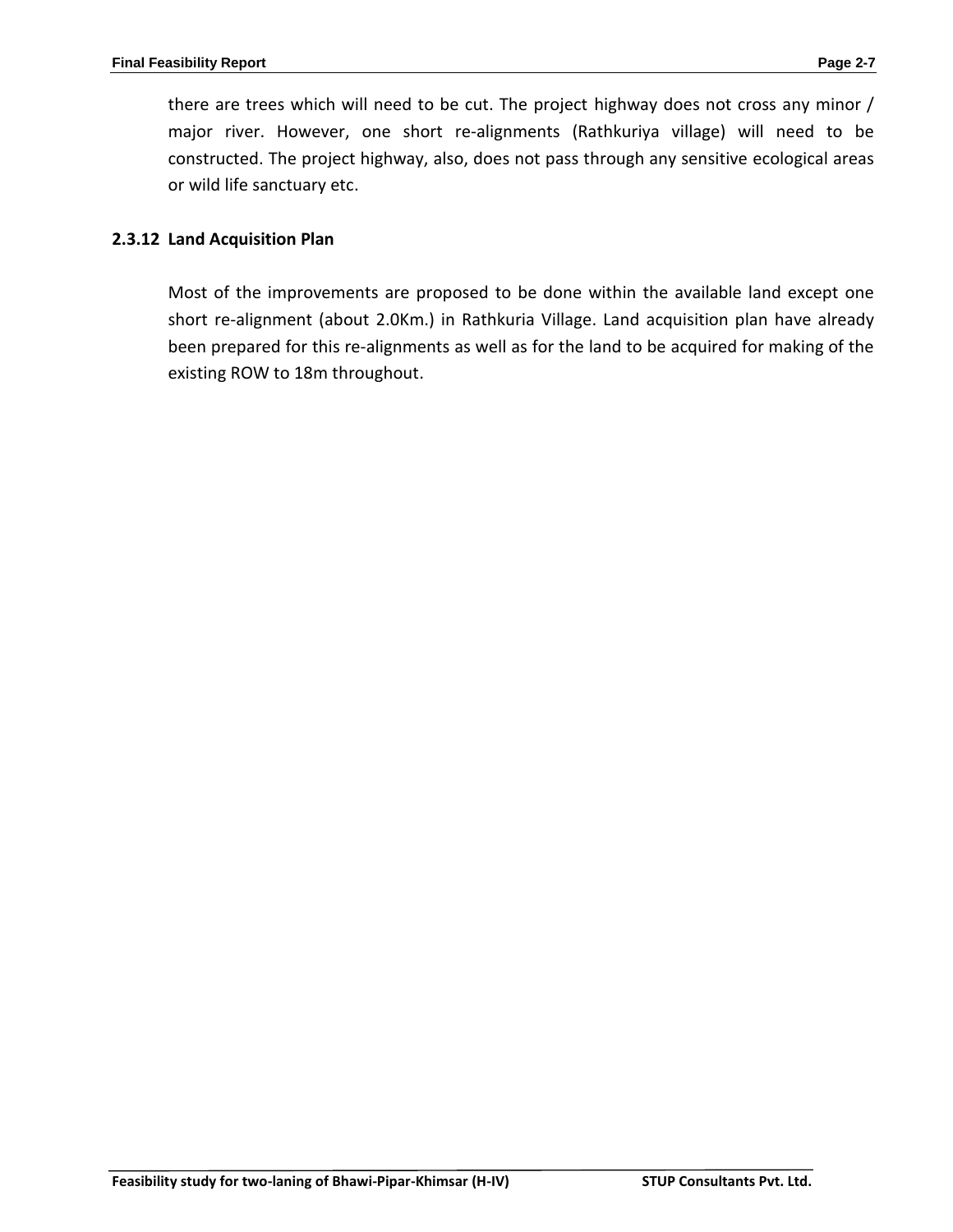there are trees which will need to be cut. The project highway does not cross any minor / major river. However, one short re-alignments (Rathkuriya village) will need to be constructed. The project highway, also, does not pass through any sensitive ecological areas or wild life sanctuary etc.

### 2.3.12 Land Acquisition Plan

Most of the improvements are proposed to be done within the available land except one short re-alignment (about 2.0Km.) in Rathkuria Village. Land acquisition plan have already been prepared for this re-alignments as well as for the land to be acquired for making of the existing ROW to 18m throughout.